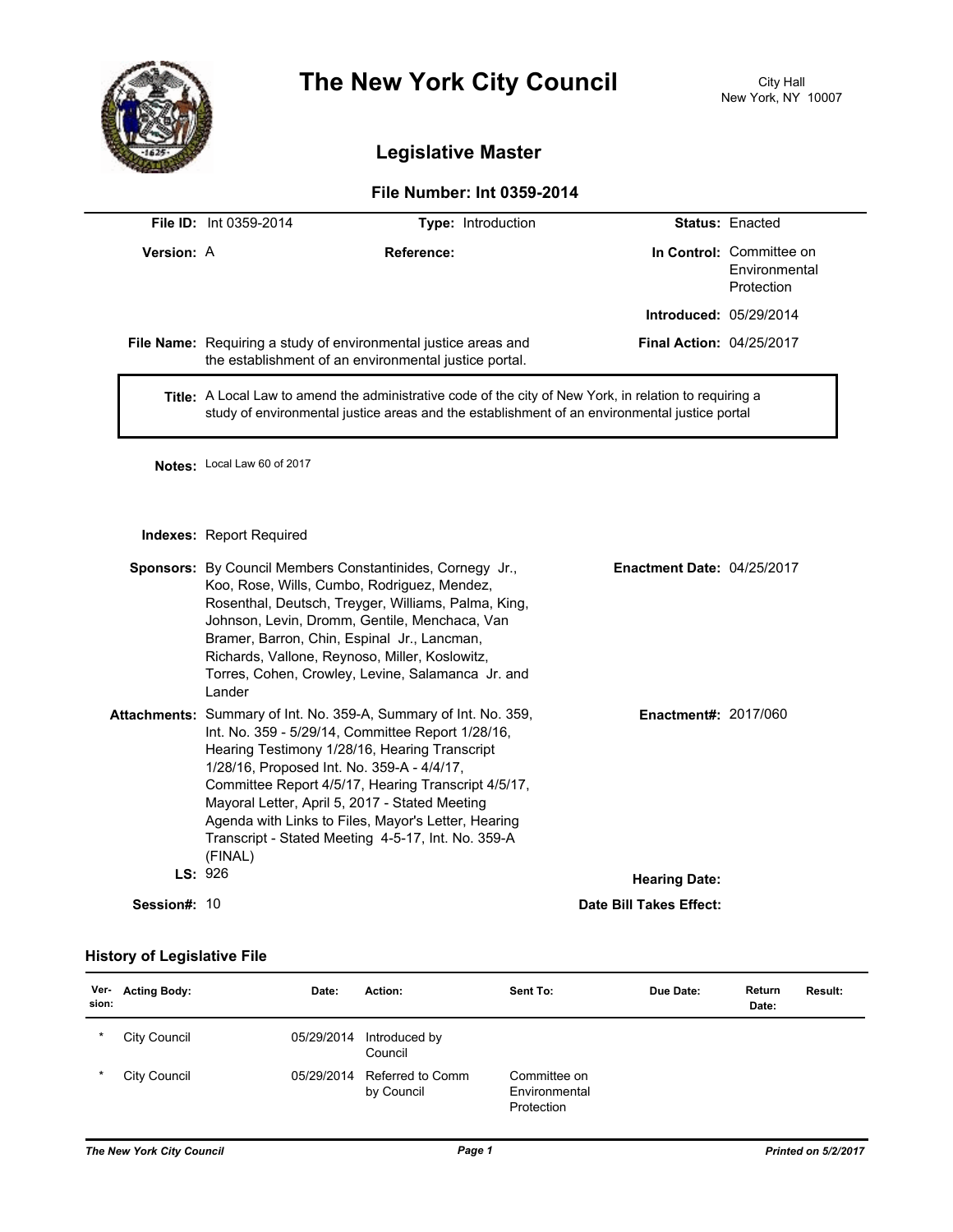# The New York City Council

City Hall
New York, NY 10007

## Legislative Master

### File Number: Int 0359-2014

**File ID:** Int 0359-2014 **Type:** Introduction **Status:** Enacted

**Version:** A **Reference:** **In Control:** Committee on Environmental Protection

**Introduced:** 05/29/2014

**File Name:** Requiring a study of environmental justice areas and the establishment of an environmental justice portal. **Final Action:** 04/25/2017

**Title:** A Local Law to amend the administrative code of the city of New York, in relation to requiring a study of environmental justice areas and the establishment of an environmental justice portal

**Notes:** Local Law 60 of 2017

**Indexes:** Report Required

**Sponsors:** By Council Members Constantinides, Cornegy Jr., Koo, Rose, Wills, Cumbo, Rodriguez, Mendez, Rosenthal, Deutsch, Treyger, Williams, Palma, King, Johnson, Levin, Dromm, Gentile, Menchaca, Van Bramer, Barron, Chin, Espinal Jr., Lancman, Richards, Vallone, Reynoso, Miller, Koslowitz, Torres, Cohen, Crowley, Levine, Salamanca Jr. and Lander

**Enactment Date:** 04/25/2017

**Attachments:** Summary of Int. No. 359-A, Summary of Int. No. 359, Int. No. 359 - 5/29/14, Committee Report 1/28/16, Hearing Testimony 1/28/16, Hearing Transcript 1/28/16, Proposed Int. No. 359-A - 4/4/17, Committee Report 4/5/17, Hearing Transcript 4/5/17, Mayoral Letter, April 5, 2017 - Stated Meeting Agenda with Links to Files, Mayor's Letter, Hearing Transcript - Stated Meeting 4-5-17, Int. No. 359-A (FINAL)

**Enactment#:** 2017/060

**LS:** 926 **Hearing Date:**

**Session#:** 10 **Date Bill Takes Effect:**

### History of Legislative File

| Version: | Acting Body: | Date: | Action: | Sent To: | Due Date: | Return Date: | Result: |
|---|---|---|---|---|---|---|---|
| * | City Council | 05/29/2014 | Introduced by Council | | | | |
| * | City Council | 05/29/2014 | Referred to Comm by Council | Committee on Environmental Protection | | | |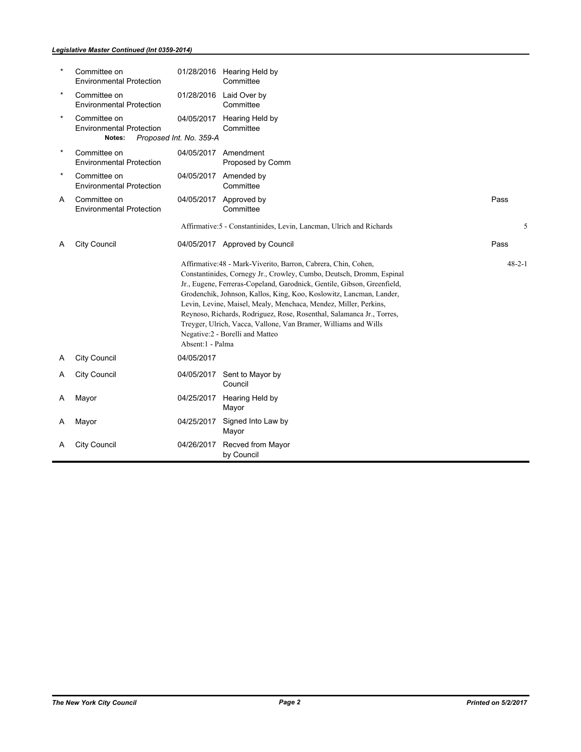| | | | | | |
|---|---|---|---|---|---|
| * | Committee on Environmental Protection | 01/28/2016 | Hearing Held by Committee | | |
| * | Committee on Environmental Protection | 01/28/2016 | Laid Over by Committee | | |
| * | Committee on Environmental Protection | 04/05/2017 | Hearing Held by Committee | | |
| | **Notes:** *Proposed Int. No. 359-A* | | | | |
| * | Committee on Environmental Protection | 04/05/2017 | Amendment Proposed by Comm | | |
| * | Committee on Environmental Protection | 04/05/2017 | Amended by Committee | | |
| A | Committee on Environmental Protection | 04/05/2017 | Approved by Committee | Pass | |
| | | | Affirmative:5 - Constantinides, Levin, Lancman, Ulrich and Richards | | 5 |
| A | City Council | 04/05/2017 | Approved by Council | Pass | |
| | | | Affirmative:48 - Mark-Viverito, Barron, Cabrera, Chin, Cohen, Constantinides, Cornegy Jr., Crowley, Cumbo, Deutsch, Dromm, Espinal Jr., Eugene, Ferreras-Copeland, Garodnick, Gentile, Gibson, Greenfield, Grodenchik, Johnson, Kallos, King, Koo, Koslowitz, Lancman, Lander, Levin, Levine, Maisel, Mealy, Menchaca, Mendez, Miller, Perkins, Reynoso, Richards, Rodriguez, Rose, Rosenthal, Salamanca Jr., Torres, Treyger, Ulrich, Vacca, Vallone, Van Bramer, Williams and Wills<br>Negative:2 - Borelli and Matteo<br>Absent:1 - Palma | | 48-2-1 |
| A | City Council | 04/05/2017 | | | |
| A | City Council | 04/05/2017 | Sent to Mayor by Council | | |
| A | Mayor | 04/25/2017 | Hearing Held by Mayor | | |
| A | Mayor | 04/25/2017 | Signed Into Law by Mayor | | |
| A | City Council | 04/26/2017 | Recved from Mayor by Council | | |